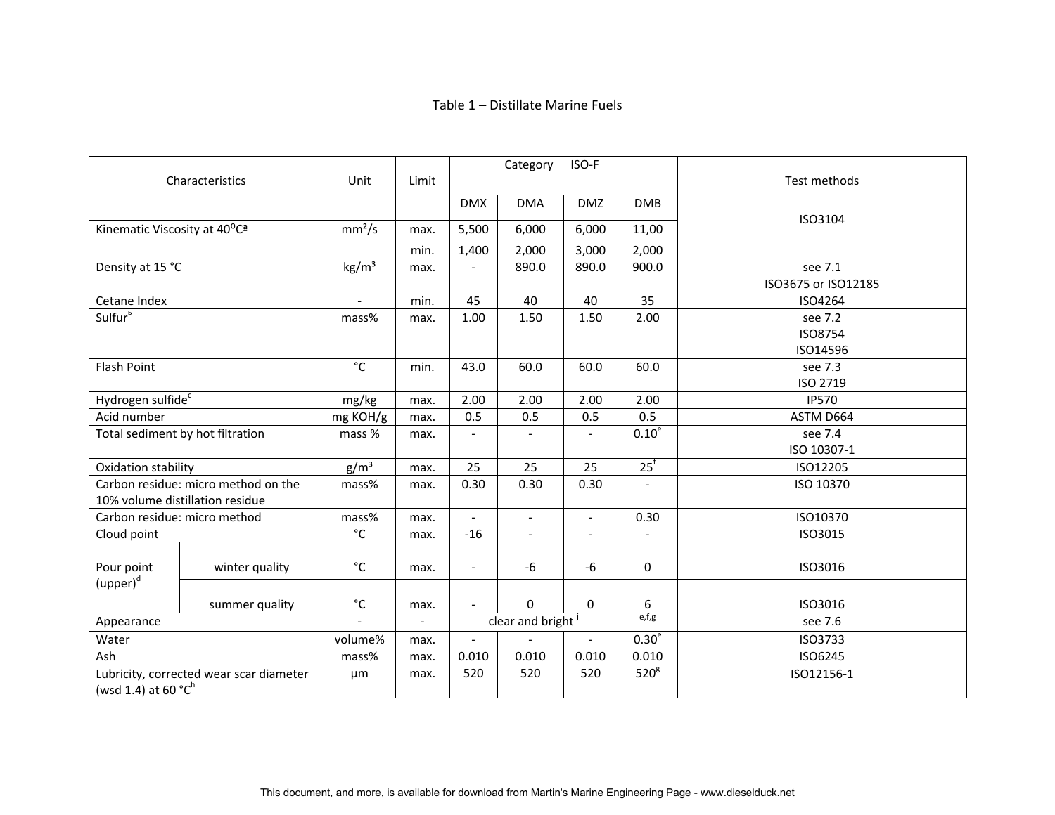Table 1 – Distillate Marine Fuels

| Characteristics | | Unit | Limit | Category ISO-F | | | | Test methods |
|---|---|---|---|---|---|---|---|---|
| | | | | DMX | DMA | DMZ | DMB | |
| Kinematic Viscosity at 40°C[a] | | mm²/s | max. | 5,500 | 6,000 | 6,000 | 11,00 | ISO3104 |
| | | | min. | 1,400 | 2,000 | 3,000 | 2,000 | |
| Density at 15 °C | | kg/m³ | max. | - | 890.0 | 890.0 | 900.0 | see 7.1 ISO3675 or ISO12185 |
| Cetane Index | | - | min. | 45 | 40 | 40 | 35 | ISO4264 |
| Sulfur[b] | | mass% | max. | 1.00 | 1.50 | 1.50 | 2.00 | see 7.2 ISO8754 ISO14596 |
| Flash Point | | °C | min. | 43.0 | 60.0 | 60.0 | 60.0 | see 7.3 ISO 2719 |
| Hydrogen sulfide[c] | | mg/kg | max. | 2.00 | 2.00 | 2.00 | 2.00 | IP570 |
| Acid number | | mg KOH/g | max. | 0.5 | 0.5 | 0.5 | 0.5 | ASTM D664 |
| Total sediment by hot filtration | | mass % | max. | - | - | - | 0.10[e] | see 7.4 ISO 10307-1 |
| Oxidation stability | | g/m³ | max. | 25 | 25 | 25 | 25[f] | ISO12205 |
| Carbon residue: micro method on the 10% volume distillation residue | | mass% | max. | 0.30 | 0.30 | 0.30 | - | ISO 10370 |
| Carbon residue: micro method | | mass% | max. | - | - | - | 0.30 | ISO10370 |
| Cloud point | | °C | max. | -16 | - | - | - | ISO3015 |
| Pour point (upper)[d] | winter quality | °C | max. | - | -6 | -6 | 0 | ISO3016 |
| | summer quality | °C | max. | - | 0 | 0 | 6 | ISO3016 |
| Appearance | | - | - | clear and bright [j] | | | [e,f,g] | see 7.6 |
| Water | | volume% | max. | - | - | - | 0.30[e] | ISO3733 |
| Ash | | mass% | max. | 0.010 | 0.010 | 0.010 | 0.010 | ISO6245 |
| Lubricity, corrected wear scar diameter (wsd 1.4) at 60 °C[h] | | µm | max. | 520 | 520 | 520 | 520[g] | ISO12156-1 |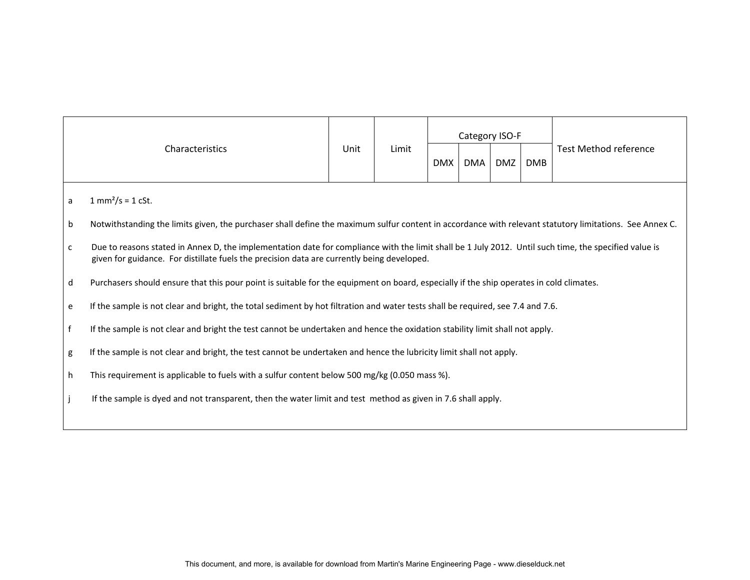| Characteristics | Unit | Limit | Category ISO-F | | | | Test Method reference |
|---|---|---|---|---|---|---|---|
| | | | DMX | DMA | DMZ | DMB | |

a 1 mm²/s = 1 cSt.

b Notwithstanding the limits given, the purchaser shall define the maximum sulfur content in accordance with relevant statutory limitations. See Annex C.

c Due to reasons stated in Annex D, the implementation date for compliance with the limit shall be 1 July 2012. Until such time, the specified value is given for guidance. For distillate fuels the precision data are currently being developed.

d Purchasers should ensure that this pour point is suitable for the equipment on board, especially if the ship operates in cold climates.

e If the sample is not clear and bright, the total sediment by hot filtration and water tests shall be required, see 7.4 and 7.6.

f If the sample is not clear and bright the test cannot be undertaken and hence the oxidation stability limit shall not apply.

g If the sample is not clear and bright, the test cannot be undertaken and hence the lubricity limit shall not apply.

h This requirement is applicable to fuels with a sulfur content below 500 mg/kg (0.050 mass %).

j If the sample is dyed and not transparent, then the water limit and test method as given in 7.6 shall apply.